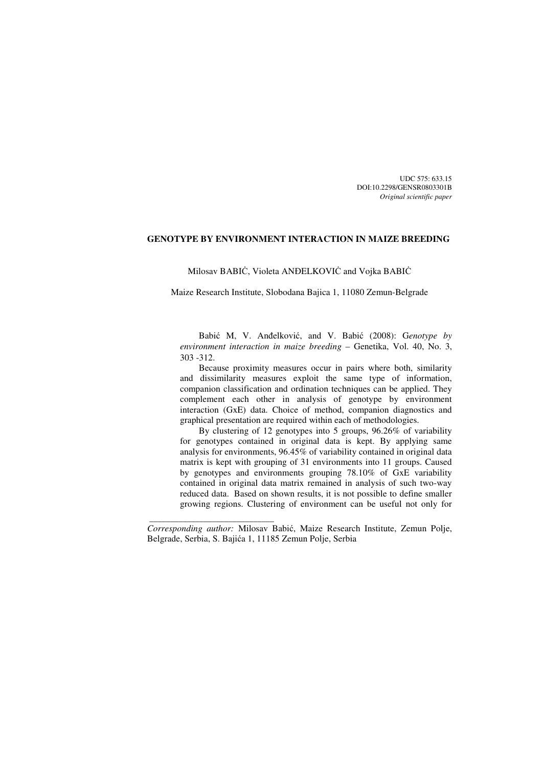UDC 575: 633.15
DOI:10.2298/GENSR0803301B
*Original scientific paper*

# GENOTYPE BY ENVIRONMENT INTERACTION IN MAIZE BREEDING

Milosav BABIĆ, Violeta ANĐELKOVIĆ and Vojka BABIĆ

Maize Research Institute, Slobodana Bajica 1, 11080 Zemun-Belgrade

Babić M, V. Anđelković, and V. Babić (2008): G*enotype by environment interaction in maize breeding* – Genetika, Vol. 40, No. 3, 303 -312.

Because proximity measures occur in pairs where both, similarity and dissimilarity measures exploit the same type of information, companion classification and ordination techniques can be applied. They complement each other in analysis of genotype by environment interaction (GxE) data. Choice of method, companion diagnostics and graphical presentation are required within each of methodologies.

By clustering of 12 genotypes into 5 groups, 96.26% of variability for genotypes contained in original data is kept. By applying same analysis for environments, 96.45% of variability contained in original data matrix is kept with grouping of 31 environments into 11 groups. Caused by genotypes and environments grouping 78.10% of GxE variability contained in original data matrix remained in analysis of such two-way reduced data. Based on shown results, it is not possible to define smaller growing regions. Clustering of environment can be useful not only for

---

*Corresponding author:* Milosav Babić, Maize Research Institute, Zemun Polje, Belgrade, Serbia, S. Bajića 1, 11185 Zemun Polje, Serbia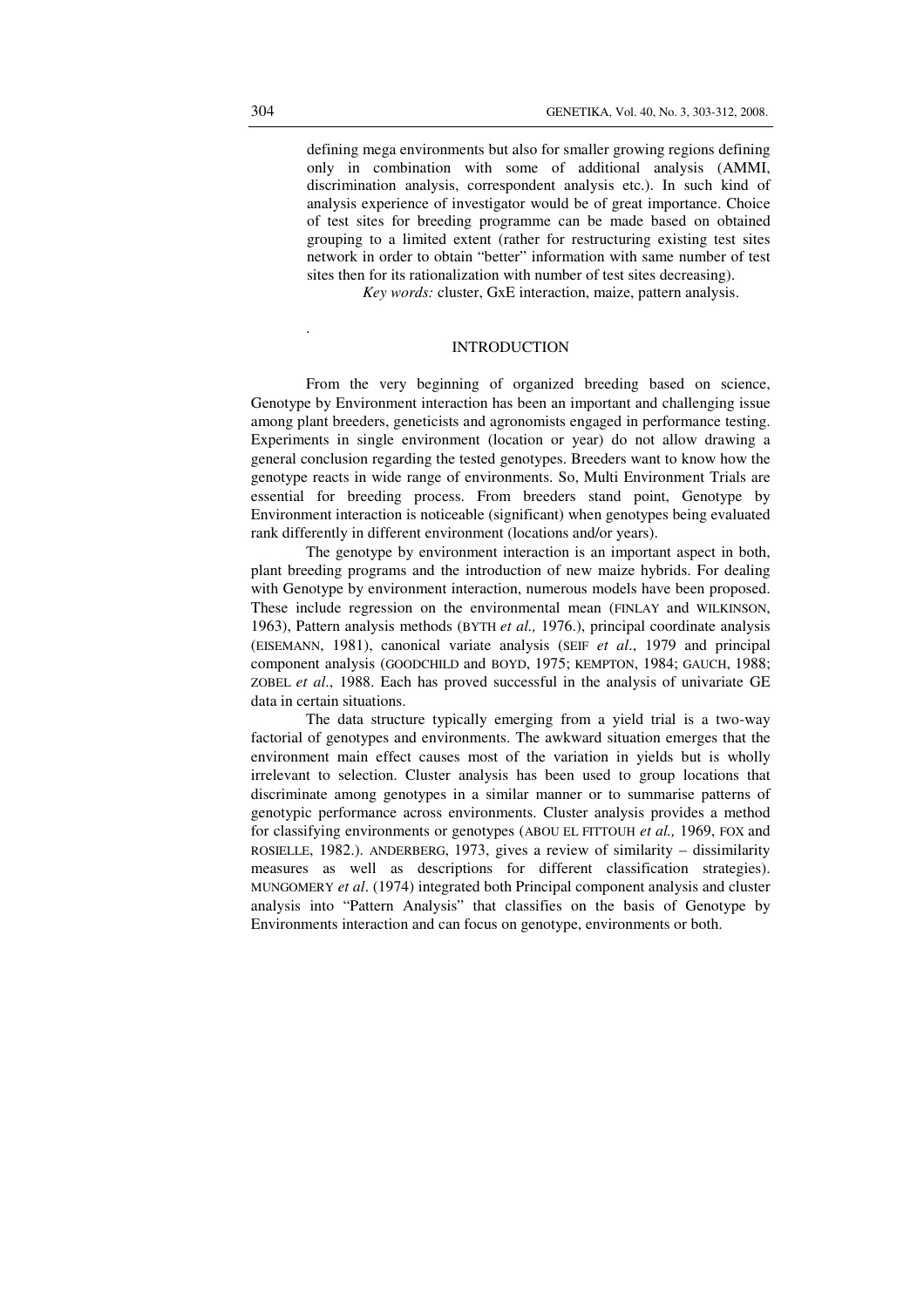defining mega environments but also for smaller growing regions defining only in combination with some of additional analysis (AMMI, discrimination analysis, correspondent analysis etc.). In such kind of analysis experience of investigator would be of great importance. Choice of test sites for breeding programme can be made based on obtained grouping to a limited extent (rather for restructuring existing test sites network in order to obtain "better" information with same number of test sites then for its rationalization with number of test sites decreasing).

*Key words:* cluster, GxE interaction, maize, pattern analysis.

.

## INTRODUCTION

From the very beginning of organized breeding based on science, Genotype by Environment interaction has been an important and challenging issue among plant breeders, geneticists and agronomists engaged in performance testing. Experiments in single environment (location or year) do not allow drawing a general conclusion regarding the tested genotypes. Breeders want to know how the genotype reacts in wide range of environments. So, Multi Environment Trials are essential for breeding process. From breeders stand point, Genotype by Environment interaction is noticeable (significant) when genotypes being evaluated rank differently in different environment (locations and/or years).

The genotype by environment interaction is an important aspect in both, plant breeding programs and the introduction of new maize hybrids. For dealing with Genotype by environment interaction, numerous models have been proposed. These include regression on the environmental mean (FINLAY and WILKINSON, 1963), Pattern analysis methods (BYTH *et al.,* 1976.), principal coordinate analysis (EISEMANN, 1981), canonical variate analysis (SEIF *et al*., 1979 and principal component analysis (GOODCHILD and BOYD, 1975; KEMPTON, 1984; GAUCH, 1988; ZOBEL *et al*., 1988. Each has proved successful in the analysis of univariate GE data in certain situations.

The data structure typically emerging from a yield trial is a two-way factorial of genotypes and environments. The awkward situation emerges that the environment main effect causes most of the variation in yields but is wholly irrelevant to selection. Cluster analysis has been used to group locations that discriminate among genotypes in a similar manner or to summarise patterns of genotypic performance across environments. Cluster analysis provides a method for classifying environments or genotypes (ABOU EL FITTOUH *et al.,* 1969, FOX and ROSIELLE, 1982.). ANDERBERG, 1973, gives a review of similarity – dissimilarity measures as well as descriptions for different classification strategies). MUNGOMERY *et al*. (1974) integrated both Principal component analysis and cluster analysis into "Pattern Analysis" that classifies on the basis of Genotype by Environments interaction and can focus on genotype, environments or both.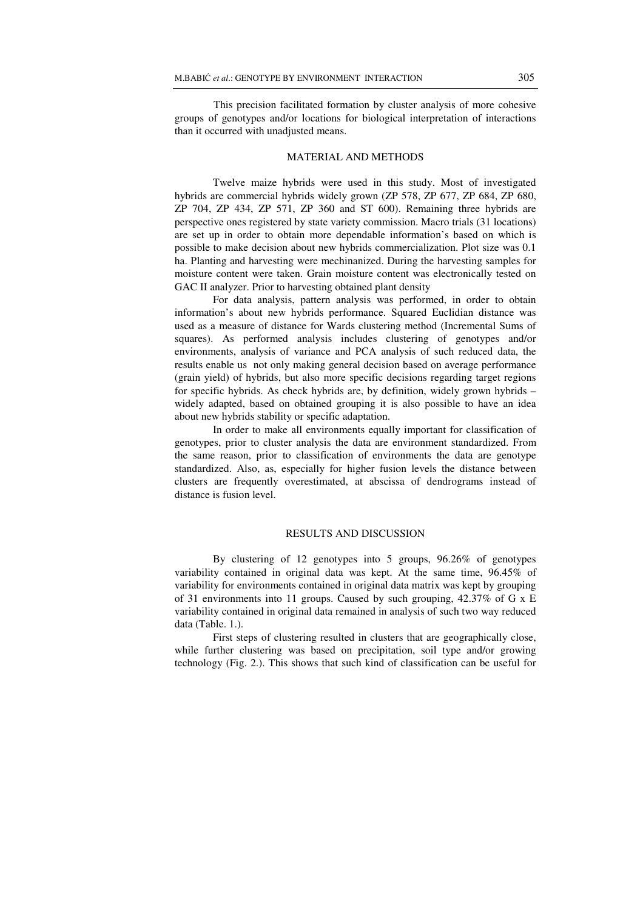This precision facilitated formation by cluster analysis of more cohesive groups of genotypes and/or locations for biological interpretation of interactions than it occurred with unadjusted means.

## MATERIAL AND METHODS

Twelve maize hybrids were used in this study. Most of investigated hybrids are commercial hybrids widely grown (ZP 578, ZP 677, ZP 684, ZP 680, ZP 704, ZP 434, ZP 571, ZP 360 and ST 600). Remaining three hybrids are perspective ones registered by state variety commission. Macro trials (31 locations) are set up in order to obtain more dependable information's based on which is possible to make decision about new hybrids commercialization. Plot size was 0.1 ha. Planting and harvesting were mechinanized. During the harvesting samples for moisture content were taken. Grain moisture content was electronically tested on GAC II analyzer. Prior to harvesting obtained plant density

For data analysis, pattern analysis was performed, in order to obtain information's about new hybrids performance. Squared Euclidian distance was used as a measure of distance for Wards clustering method (Incremental Sums of squares). As performed analysis includes clustering of genotypes and/or environments, analysis of variance and PCA analysis of such reduced data, the results enable us not only making general decision based on average performance (grain yield) of hybrids, but also more specific decisions regarding target regions for specific hybrids. As check hybrids are, by definition, widely grown hybrids – widely adapted, based on obtained grouping it is also possible to have an idea about new hybrids stability or specific adaptation.

In order to make all environments equally important for classification of genotypes, prior to cluster analysis the data are environment standardized. From the same reason, prior to classification of environments the data are genotype standardized. Also, as, especially for higher fusion levels the distance between clusters are frequently overestimated, at abscissa of dendrograms instead of distance is fusion level.

## RESULTS AND DISCUSSION

By clustering of 12 genotypes into 5 groups, 96.26% of genotypes variability contained in original data was kept. At the same time, 96.45% of variability for environments contained in original data matrix was kept by grouping of 31 environments into 11 groups. Caused by such grouping, 42.37% of G x E variability contained in original data remained in analysis of such two way reduced data (Table. 1.).

First steps of clustering resulted in clusters that are geographically close, while further clustering was based on precipitation, soil type and/or growing technology (Fig. 2.). This shows that such kind of classification can be useful for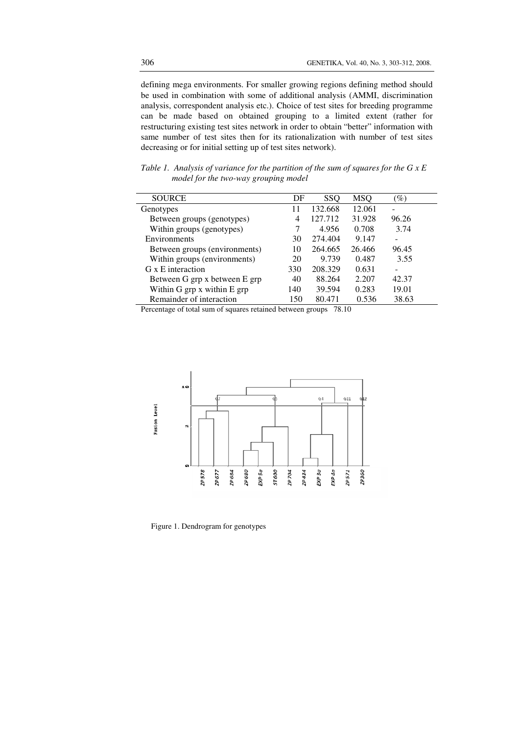defining mega environments. For smaller growing regions defining method should be used in combination with some of additional analysis (AMMI, discrimination analysis, correspondent analysis etc.). Choice of test sites for breeding programme can be made based on obtained grouping to a limited extent (rather for restructuring existing test sites network in order to obtain "better" information with same number of test sites then for its rationalization with number of test sites decreasing or for initial setting up of test sites network).

*Table 1. Analysis of variance for the partition of the sum of squares for the G x E model for the two-way grouping model*

| SOURCE | DF | SSQ | MSQ | (%) |
|---|---|---|---|---|
| Genotypes | 11 | 132.668 | 12.061 | - |
| Between groups (genotypes) | 4 | 127.712 | 31.928 | 96.26 |
| Within groups (genotypes) | 7 | 4.956 | 0.708 | 3.74 |
| Environments | 30 | 274.404 | 9.147 | - |
| Between groups (environments) | 10 | 264.665 | 26.466 | 96.45 |
| Within groups (environments) | 20 | 9.739 | 0.487 | 3.55 |
| G x E interaction | 330 | 208.329 | 0.631 | - |
| Between G grp x between E grp | 40 | 88.264 | 2.207 | 42.37 |
| Within G grp x within E grp | 140 | 39.594 | 0.283 | 19.01 |
| Remainder of interaction | 150 | 80.471 | 0.536 | 38.63 |

Percentage of total sum of squares retained between groups 78.10

Fusion Level

10

5

0

G7 G5 G4 G11 G12

ZP578 ZP677 ZP684 ZP680 EXP5a ST600 ZP704 ZP434 EXP3a EXP4a ZP571 ZP360

Figure 1. Dendrogram for genotypes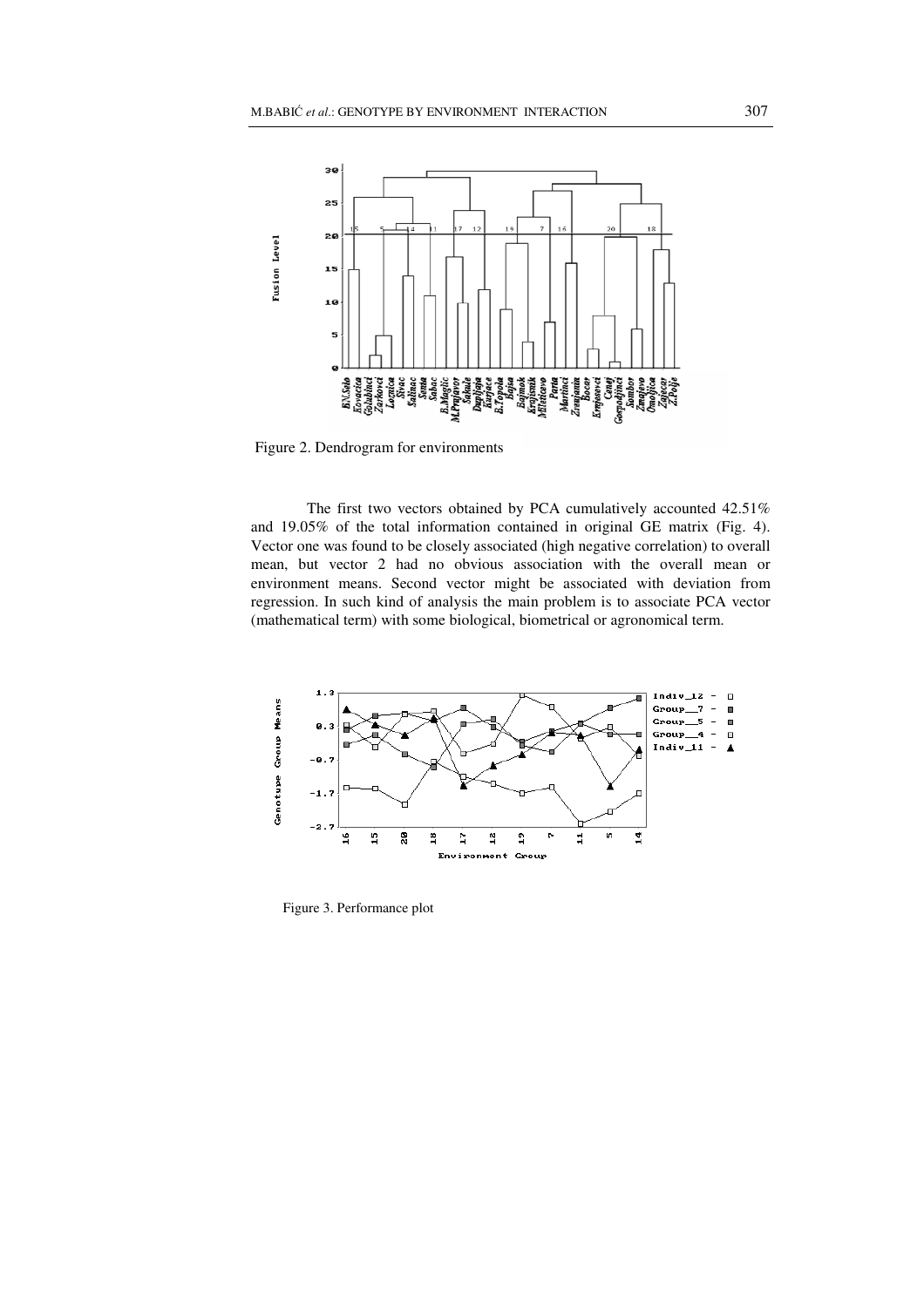Fusion Level

30
25
20
15
10
5
0

15 5 14 11 17 12 19 7 16 20 18

B.N.Selo Kovacica Golubinci Zarkovci Lecnica Sivac Salinac Senta Sabac B.Maglic M.Prnjavor Sabale Dupljaja Kurjace B.Topola Bajsa Bajmok Krajisnik Mileticevo Parta Martinci Zrenjanin Bocar Krnjesevci Cenej Gospodjinci Sombor Zmajevo Omoljica Zajecar Z.Polje

Figure 2. Dendrogram for environments

The first two vectors obtained by PCA cumulatively accounted 42.51% and 19.05% of the total information contained in original GE matrix (Fig. 4). Vector one was found to be closely associated (high negative correlation) to overall mean, but vector 2 had no obvious association with the overall mean or environment means. Second vector might be associated with deviation from regression. In such kind of analysis the main problem is to associate PCA vector (mathematical term) with some biological, biometrical or agronomical term.

Genotype Group Means

1.3
0.3
-0.7
-1.7
-2.7

16 15 20 18 17 12 19 7 11 5 14

Environment Group

Indiv_12
Group__7
Group__5
Group__4
Indiv_11

Figure 3. Performance plot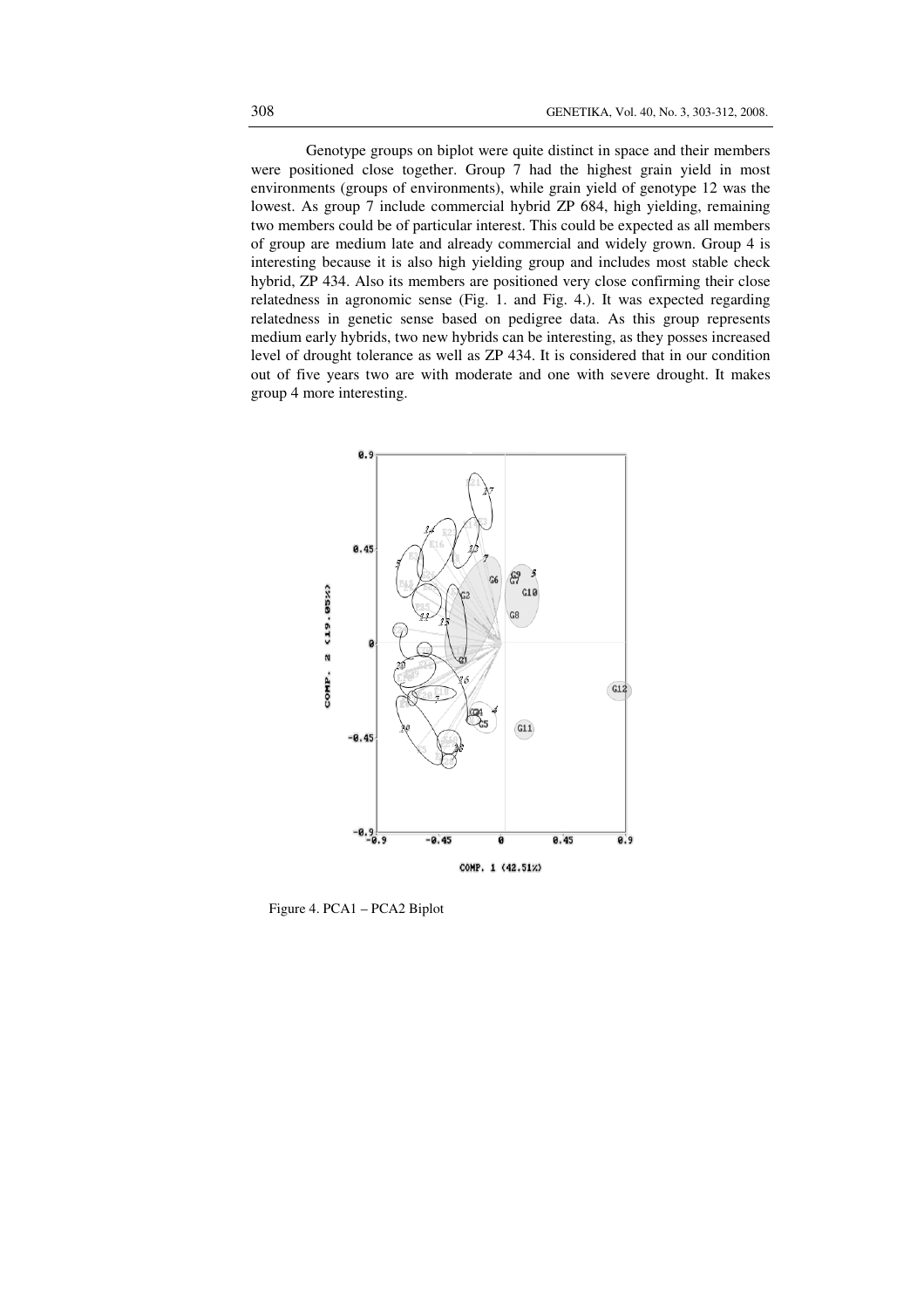Genotype groups on biplot were quite distinct in space and their members were positioned close together. Group 7 had the highest grain yield in most environments (groups of environments), while grain yield of genotype 12 was the lowest. As group 7 include commercial hybrid ZP 684, high yielding, remaining two members could be of particular interest. This could be expected as all members of group are medium late and already commercial and widely grown. Group 4 is interesting because it is also high yielding group and includes most stable check hybrid, ZP 434. Also its members are positioned very close confirming their close relatedness in agronomic sense (Fig. 1. and Fig. 4.). It was expected regarding relatedness in genetic sense based on pedigree data. As this group represents medium early hybrids, two new hybrids can be interesting, as they posses increased level of drought tolerance as well as ZP 434. It is considered that in our condition out of five years two are with moderate and one with severe drought. It makes group 4 more interesting.

0.9
0.45
0
-0.45
-0.9
-0.9
-0.45
0
0.45
0.9

COMP. 2 (19.05%)

COMP. 1 (42.51%)

G1 G2 G4 G5 G6 G7 G8 G9 G10 G11 G12

Figure 4. PCA1 – PCA2 Biplot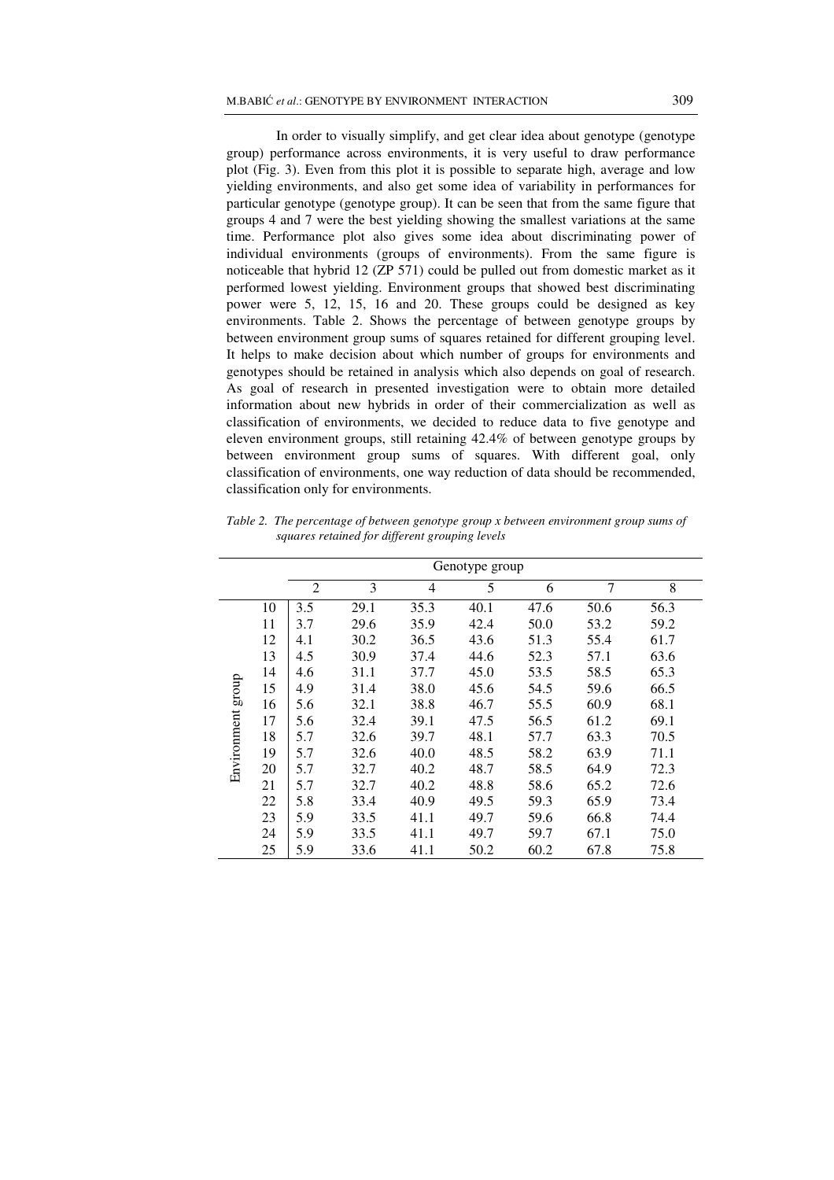In order to visually simplify, and get clear idea about genotype (genotype group) performance across environments, it is very useful to draw performance plot (Fig. 3). Even from this plot it is possible to separate high, average and low yielding environments, and also get some idea of variability in performances for particular genotype (genotype group). It can be seen that from the same figure that groups 4 and 7 were the best yielding showing the smallest variations at the same time. Performance plot also gives some idea about discriminating power of individual environments (groups of environments). From the same figure is noticeable that hybrid 12 (ZP 571) could be pulled out from domestic market as it performed lowest yielding. Environment groups that showed best discriminating power were 5, 12, 15, 16 and 20. These groups could be designed as key environments. Table 2. Shows the percentage of between genotype groups by between environment group sums of squares retained for different grouping level. It helps to make decision about which number of groups for environments and genotypes should be retained in analysis which also depends on goal of research. As goal of research in presented investigation were to obtain more detailed information about new hybrids in order of their commercialization as well as classification of environments, we decided to reduce data to five genotype and eleven environment groups, still retaining 42.4% of between genotype groups by between environment group sums of squares. With different goal, only classification of environments, one way reduction of data should be recommended, classification only for environments.

*Table 2. The percentage of between genotype group x between environment group sums of squares retained for different grouping levels*

| | | Genotype group | | | | | | |
|---|---|---|---|---|---|---|---|---|
| | | 2 | 3 | 4 | 5 | 6 | 7 | 8 |
| Environment group | 10 | 3.5 | 29.1 | 35.3 | 40.1 | 47.6 | 50.6 | 56.3 |
| | 11 | 3.7 | 29.6 | 35.9 | 42.4 | 50.0 | 53.2 | 59.2 |
| | 12 | 4.1 | 30.2 | 36.5 | 43.6 | 51.3 | 55.4 | 61.7 |
| | 13 | 4.5 | 30.9 | 37.4 | 44.6 | 52.3 | 57.1 | 63.6 |
| | 14 | 4.6 | 31.1 | 37.7 | 45.0 | 53.5 | 58.5 | 65.3 |
| | 15 | 4.9 | 31.4 | 38.0 | 45.6 | 54.5 | 59.6 | 66.5 |
| | 16 | 5.6 | 32.1 | 38.8 | 46.7 | 55.5 | 60.9 | 68.1 |
| | 17 | 5.6 | 32.4 | 39.1 | 47.5 | 56.5 | 61.2 | 69.1 |
| | 18 | 5.7 | 32.6 | 39.7 | 48.1 | 57.7 | 63.3 | 70.5 |
| | 19 | 5.7 | 32.6 | 40.0 | 48.5 | 58.2 | 63.9 | 71.1 |
| | 20 | 5.7 | 32.7 | 40.2 | 48.7 | 58.5 | 64.9 | 72.3 |
| | 21 | 5.7 | 32.7 | 40.2 | 48.8 | 58.6 | 65.2 | 72.6 |
| | 22 | 5.8 | 33.4 | 40.9 | 49.5 | 59.3 | 65.9 | 73.4 |
| | 23 | 5.9 | 33.5 | 41.1 | 49.7 | 59.6 | 66.8 | 74.4 |
| | 24 | 5.9 | 33.5 | 41.1 | 49.7 | 59.7 | 67.1 | 75.0 |
| | 25 | 5.9 | 33.6 | 41.1 | 50.2 | 60.2 | 67.8 | 75.8 |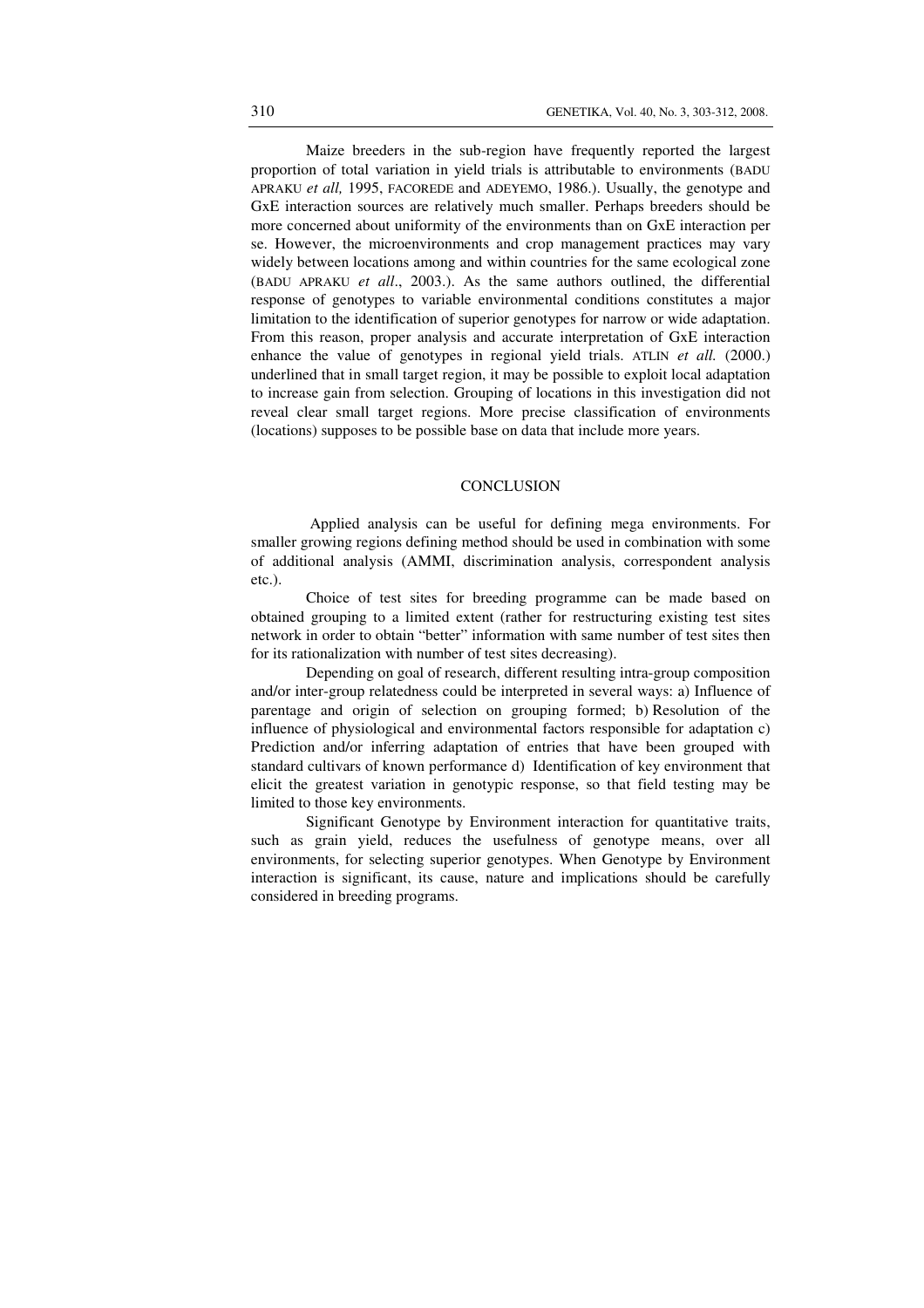Maize breeders in the sub-region have frequently reported the largest proportion of total variation in yield trials is attributable to environments (BADU APRAKU *et all,* 1995, FACOREDE and ADEYEMO, 1986.). Usually, the genotype and GxE interaction sources are relatively much smaller. Perhaps breeders should be more concerned about uniformity of the environments than on GxE interaction per se. However, the microenvironments and crop management practices may vary widely between locations among and within countries for the same ecological zone (BADU APRAKU *et all*., 2003.). As the same authors outlined, the differential response of genotypes to variable environmental conditions constitutes a major limitation to the identification of superior genotypes for narrow or wide adaptation. From this reason, proper analysis and accurate interpretation of GxE interaction enhance the value of genotypes in regional yield trials. ATLIN *et all.* (2000.) underlined that in small target region, it may be possible to exploit local adaptation to increase gain from selection. Grouping of locations in this investigation did not reveal clear small target regions. More precise classification of environments (locations) supposes to be possible base on data that include more years.

## CONCLUSION

Applied analysis can be useful for defining mega environments. For smaller growing regions defining method should be used in combination with some of additional analysis (AMMI, discrimination analysis, correspondent analysis etc.).

Choice of test sites for breeding programme can be made based on obtained grouping to a limited extent (rather for restructuring existing test sites network in order to obtain "better" information with same number of test sites then for its rationalization with number of test sites decreasing).

Depending on goal of research, different resulting intra-group composition and/or inter-group relatedness could be interpreted in several ways: a) Influence of parentage and origin of selection on grouping formed; b) Resolution of the influence of physiological and environmental factors responsible for adaptation c) Prediction and/or inferring adaptation of entries that have been grouped with standard cultivars of known performance d) Identification of key environment that elicit the greatest variation in genotypic response, so that field testing may be limited to those key environments.

Significant Genotype by Environment interaction for quantitative traits, such as grain yield, reduces the usefulness of genotype means, over all environments, for selecting superior genotypes. When Genotype by Environment interaction is significant, its cause, nature and implications should be carefully considered in breeding programs.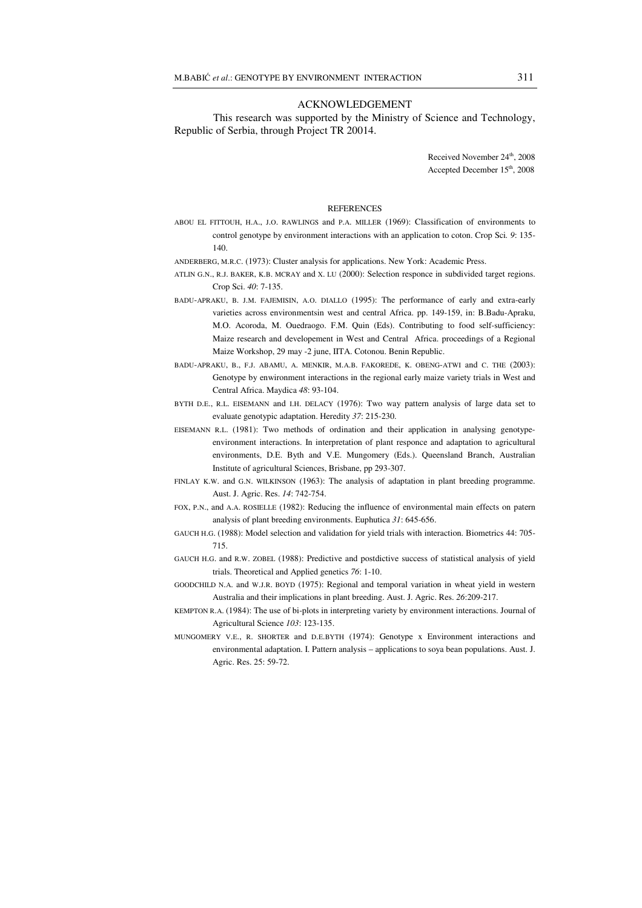## ACKNOWLEDGEMENT

This research was supported by the Ministry of Science and Technology, Republic of Serbia, through Project TR 20014.

Received November 24th, 2008
Accepted December 15th, 2008

## REFERENCES

ABOU EL FITTOUH, H.A., J.O. RAWLINGS and P.A. MILLER (1969): Classification of environments to control genotype by environment interactions with an application to coton. Crop Sci. *9*: 135-140.

ANDERBERG, M.R.C. (1973): Cluster analysis for applications. New York: Academic Press.

ATLIN G.N., R.J. BAKER, K.B. MCRAY and X. LU (2000): Selection responce in subdivided target regions. Crop Sci. *40*: 7-135.

BADU-APRAKU, B. J.M. FAJEMISIN, A.O. DIALLO (1995): The performance of early and extra-early varieties across environmentsin west and central Africa. pp. 149-159, in: B.Badu-Apraku, M.O. Acoroda, M. Ouedraogo. F.M. Quin (Eds). Contributing to food self-sufficiency: Maize research and developement in West and Central Africa. proceedings of a Regional Maize Workshop, 29 may -2 june, IITA. Cotonou. Benin Republic.

BADU-APRAKU, B., F.J. ABAMU, A. MENKIR, M.A.B. FAKOREDE, K. OBENG-ATWI and C. THE (2003): Genotype by enwironment interactions in the regional early maize variety trials in West and Central Africa. Maydica *48*: 93-104.

BYTH D.E., R.L. EISEMANN and I.H. DELACY (1976): Two way pattern analysis of large data set to evaluate genotypic adaptation. Heredity *37*: 215-230.

EISEMANN R.L. (1981): Two methods of ordination and their application in analysing genotype-environment interactions. In interpretation of plant responce and adaptation to agricultural environments, D.E. Byth and V.E. Mungomery (Eds.). Queensland Branch, Australian Institute of agricultural Sciences, Brisbane, pp 293-307.

FINLAY K.W. and G.N. WILKINSON (1963): The analysis of adaptation in plant breeding programme. Aust. J. Agric. Res. *14*: 742-754.

FOX, P.N., and A.A. ROSIELLE (1982): Reducing the influence of environmental main effects on patern analysis of plant breeding environments. Euphutica *31*: 645-656.

GAUCH H.G. (1988): Model selection and validation for yield trials with interaction. Biometrics 44: 705-715.

GAUCH H.G. and R.W. ZOBEL (1988): Predictive and postdictive success of statistical analysis of yield trials. Theoretical and Applied genetics *76*: 1-10.

GOODCHILD N.A. and W.J.R. BOYD (1975): Regional and temporal variation in wheat yield in western Australia and their implications in plant breeding. Aust. J. Agric. Res. *26*:209-217.

KEMPTON R.A. (1984): The use of bi-plots in interpreting variety by environment interactions. Journal of Agricultural Science *103*: 123-135.

MUNGOMERY V.E., R. SHORTER and D.E.BYTH (1974): Genotype x Environment interactions and environmental adaptation. I. Pattern analysis – applications to soya bean populations. Aust. J. Agric. Res. 25: 59-72.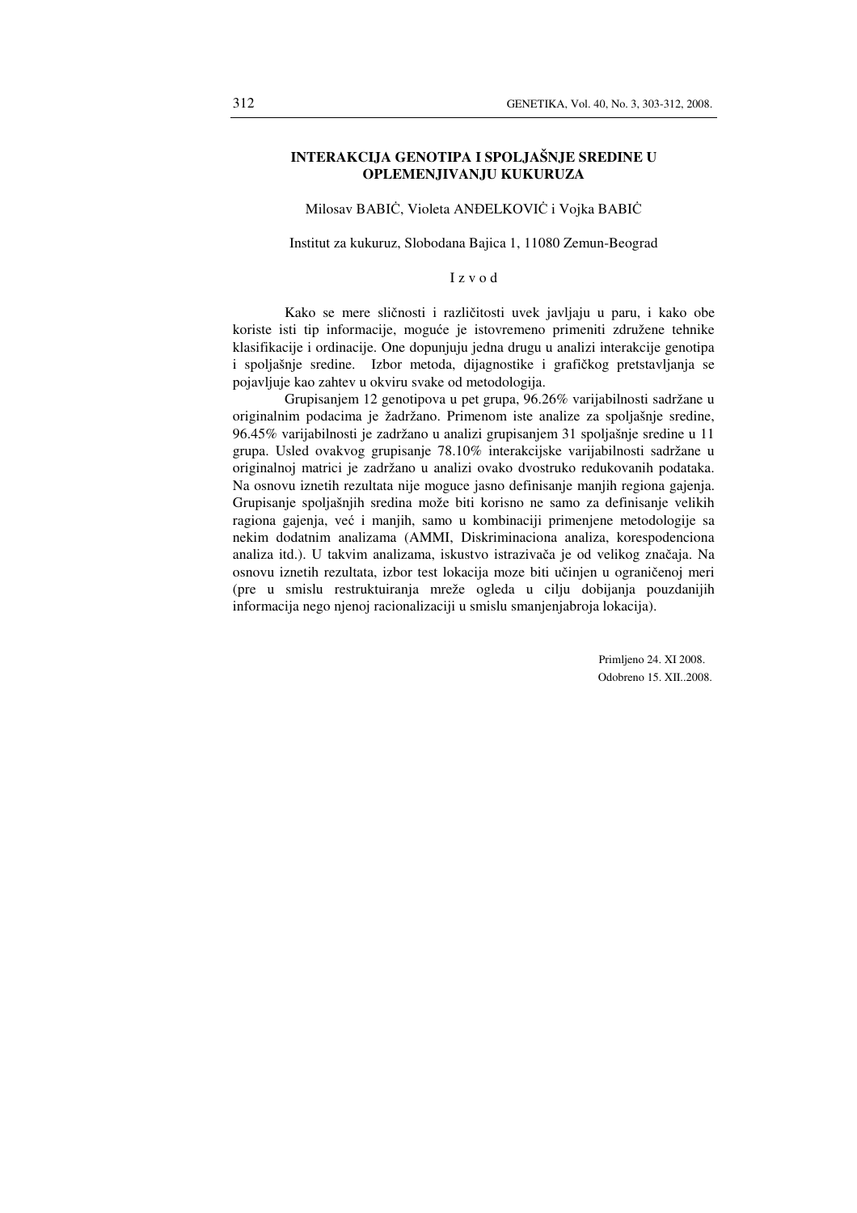## INTERAKCIJA GENOTIPA I SPOLJAŠNJE SREDINE U OPLEMENJIVANJU KUKURUZA

Milosav BABIĆ, Violeta ANĐELKOVIĆ i Vojka BABIĆ

Institut za kukuruz, Slobodana Bajica 1, 11080 Zemun-Beograd

### I z v o d

Kako se mere sličnosti i različitosti uvek javljaju u paru, i kako obe koriste isti tip informacije, moguće je istovremeno primeniti združene tehnike klasifikacije i ordinacije. One dopunjuju jedna drugu u analizi interakcije genotipa i spoljašnje sredine. Izbor metoda, dijagnostike i grafičkog pretstavljanja se pojavljuje kao zahtev u okviru svake od metodologija.

Grupisanjem 12 genotipova u pet grupa, 96.26% varijabilnosti sadržane u originalnim podacima je žadržano. Primenom iste analize za spoljašnje sredine, 96.45% varijabilnosti je zadržano u analizi grupisanjem 31 spoljašnje sredine u 11 grupa. Usled ovakvog grupisanje 78.10% interakcijske varijabilnosti sadržane u originalnoj matrici je zadržano u analizi ovako dvostruko redukovanih podataka. Na osnovu iznetih rezultata nije moguce jasno definisanje manjih regiona gajenja. Grupisanje spoljašnjih sredina može biti korisno ne samo za definisanje velikih ragiona gajenja, već i manjih, samo u kombinaciji primenjene metodologije sa nekim dodatnim analizama (AMMI, Diskriminaciona analiza, korespodenciona analiza itd.). U takvim analizama, iskustvo istrazivača je od velikog značaja. Na osnovu iznetih rezultata, izbor test lokacija moze biti učinjen u ograničenoj meri (pre u smislu restruktuiranja mreže ogleda u cilju dobijanja pouzdanijih informacija nego njenoj racionalizaciji u smislu smanjenjabroja lokacija).

Primljeno 24. XI 2008.
Odobreno 15. XII..2008.